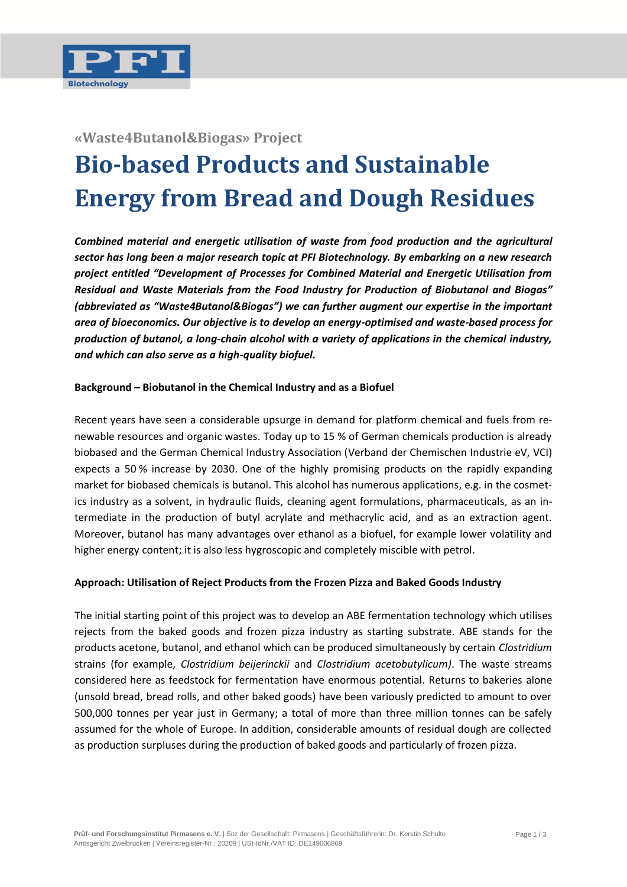«Waste4Butanol&Biogas» Project

# Bio-based Products and Sustainable Energy from Bread and Dough Residues

***Combined material and energetic utilisation of waste from food production and the agricultural sector has long been a major research topic at PFI Biotechnology. By embarking on a new research project entitled "Development of Processes for Combined Material and Energetic Utilisation from Residual and Waste Materials from the Food Industry for Production of Biobutanol and Biogas" (abbreviated as "Waste4Butanol&Biogas") we can further augment our expertise in the important area of bioeconomics. Our objective is to develop an energy-optimised and waste-based process for production of butanol, a long-chain alcohol with a variety of applications in the chemical industry, and which can also serve as a high-quality biofuel.***

**Background – Biobutanol in the Chemical Industry and as a Biofuel**

Recent years have seen a considerable upsurge in demand for platform chemical and fuels from renewable resources and organic wastes. Today up to 15 % of German chemicals production is already biobased and the German Chemical Industry Association (Verband der Chemischen Industrie eV, VCI) expects a 50 % increase by 2030. One of the highly promising products on the rapidly expanding market for biobased chemicals is butanol. This alcohol has numerous applications, e.g. in the cosmetics industry as a solvent, in hydraulic fluids, cleaning agent formulations, pharmaceuticals, as an intermediate in the production of butyl acrylate and methacrylic acid, and as an extraction agent. Moreover, butanol has many advantages over ethanol as a biofuel, for example lower volatility and higher energy content; it is also less hygroscopic and completely miscible with petrol.

**Approach: Utilisation of Reject Products from the Frozen Pizza and Baked Goods Industry**

The initial starting point of this project was to develop an ABE fermentation technology which utilises rejects from the baked goods and frozen pizza industry as starting substrate. ABE stands for the products acetone, butanol, and ethanol which can be produced simultaneously by certain *Clostridium* strains (for example, *Clostridium beijerinckii* and *Clostridium acetobutylicum)*. The waste streams considered here as feedstock for fermentation have enormous potential. Returns to bakeries alone (unsold bread, bread rolls, and other baked goods) have been variously predicted to amount to over 500,000 tonnes per year just in Germany; a total of more than three million tonnes can be safely assumed for the whole of Europe. In addition, considerable amounts of residual dough are collected as production surpluses during the production of baked goods and particularly of frozen pizza.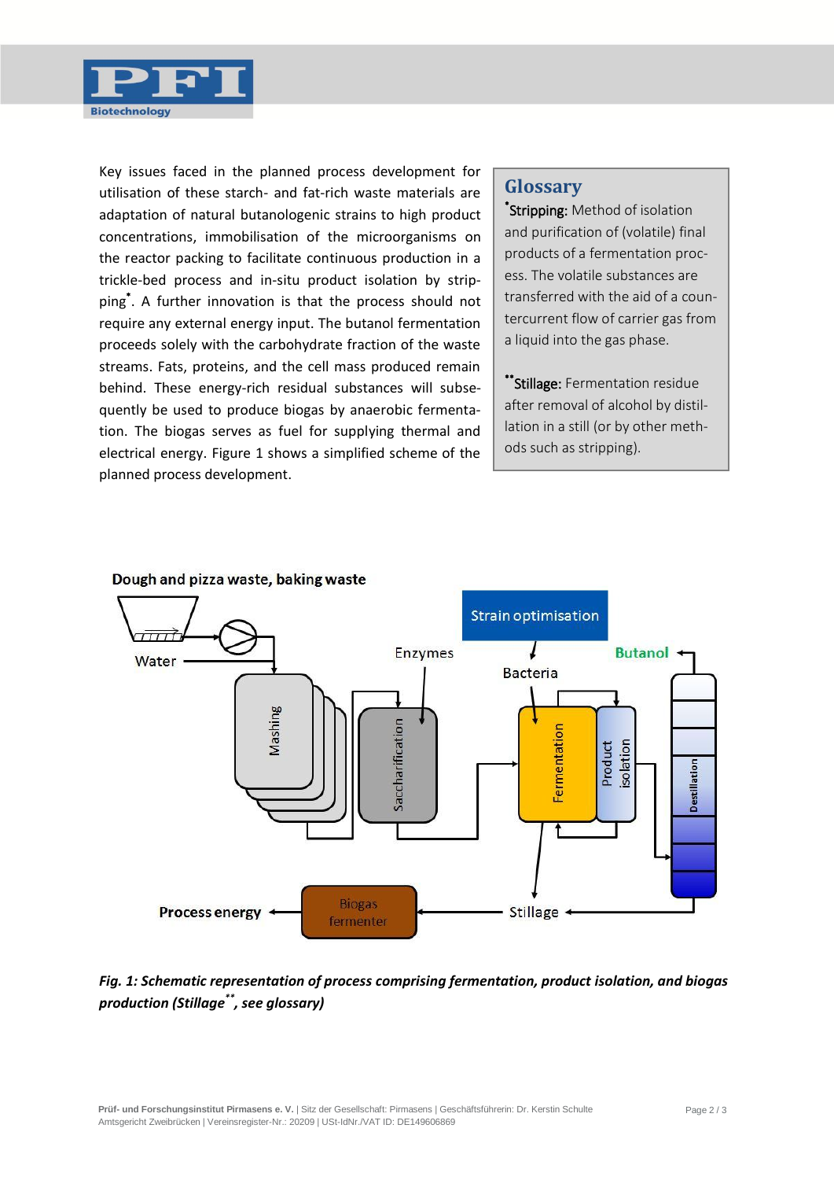Key issues faced in the planned process development for utilisation of these starch- and fat-rich waste materials are adaptation of natural butanologenic strains to high product concentrations, immobilisation of the microorganisms on the reactor packing to facilitate continuous production in a trickle-bed process and in-situ product isolation by stripping*. A further innovation is that the process should not require any external energy input. The butanol fermentation proceeds solely with the carbohydrate fraction of the waste streams. Fats, proteins, and the cell mass produced remain behind. These energy-rich residual substances will subsequently be used to produce biogas by anaerobic fermentation. The biogas serves as fuel for supplying thermal and electrical energy. Figure 1 shows a simplified scheme of the planned process development.

## Glossary

***Stripping:** Method of isolation and purification of (volatile) final products of a fermentation process. The volatile substances are transferred with the aid of a countercurrent flow of carrier gas from a liquid into the gas phase.

****Stillage:** Fermentation residue after removal of alcohol by distillation in a still (or by other methods such as stripping).

***Fig. 1: Schematic representation of process comprising fermentation, product isolation, and biogas production (Stillage**, see glossary)***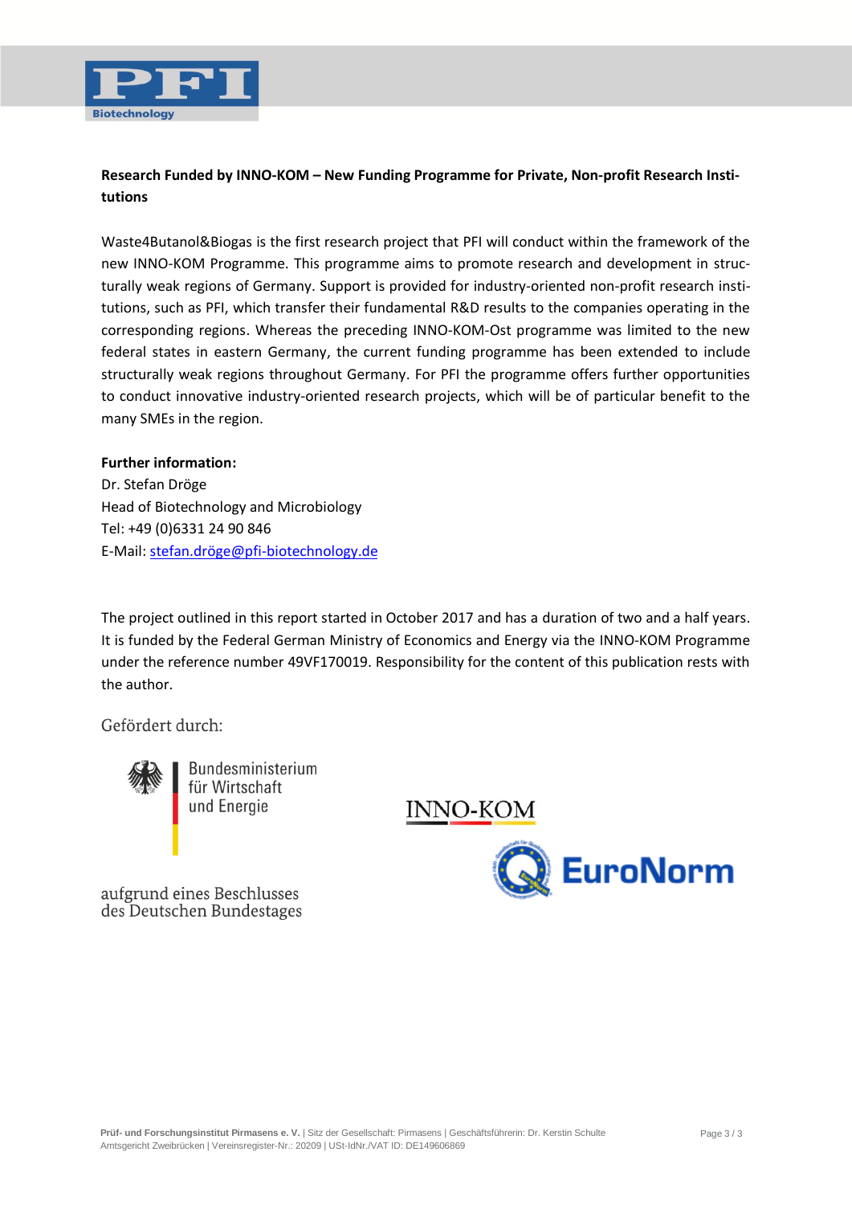**Research Funded by INNO-KOM – New Funding Programme for Private, Non-profit Research Institutions**

Waste4Butanol&Biogas is the first research project that PFI will conduct within the framework of the new INNO-KOM Programme. This programme aims to promote research and development in structurally weak regions of Germany. Support is provided for industry-oriented non-profit research institutions, such as PFI, which transfer their fundamental R&D results to the companies operating in the corresponding regions. Whereas the preceding INNO-KOM-Ost programme was limited to the new federal states in eastern Germany, the current funding programme has been extended to include structurally weak regions throughout Germany. For PFI the programme offers further opportunities to conduct innovative industry-oriented research projects, which will be of particular benefit to the many SMEs in the region.

**Further information:**
Dr. Stefan Dröge
Head of Biotechnology and Microbiology
Tel: +49 (0)6331 24 90 846
E-Mail: stefan.dröge@pfi-biotechnology.de

The project outlined in this report started in October 2017 and has a duration of two and a half years. It is funded by the Federal German Ministry of Economics and Energy via the INNO-KOM Programme under the reference number 49VF170019. Responsibility for the content of this publication rests with the author.

Gefördert durch:

Bundesministerium für Wirtschaft und Energie

aufgrund eines Beschlusses des Deutschen Bundestages

INNO-KOM

EuroNorm

Prüf- und Forschungsinstitut Pirmasens e. V. | Sitz der Gesellschaft: Pirmasens | Geschäftsführerin: Dr. Kerstin Schulte
Amtsgericht Zweibrücken | Vereinsregister-Nr.: 20209 | USt-IdNr./VAT ID: DE149606869